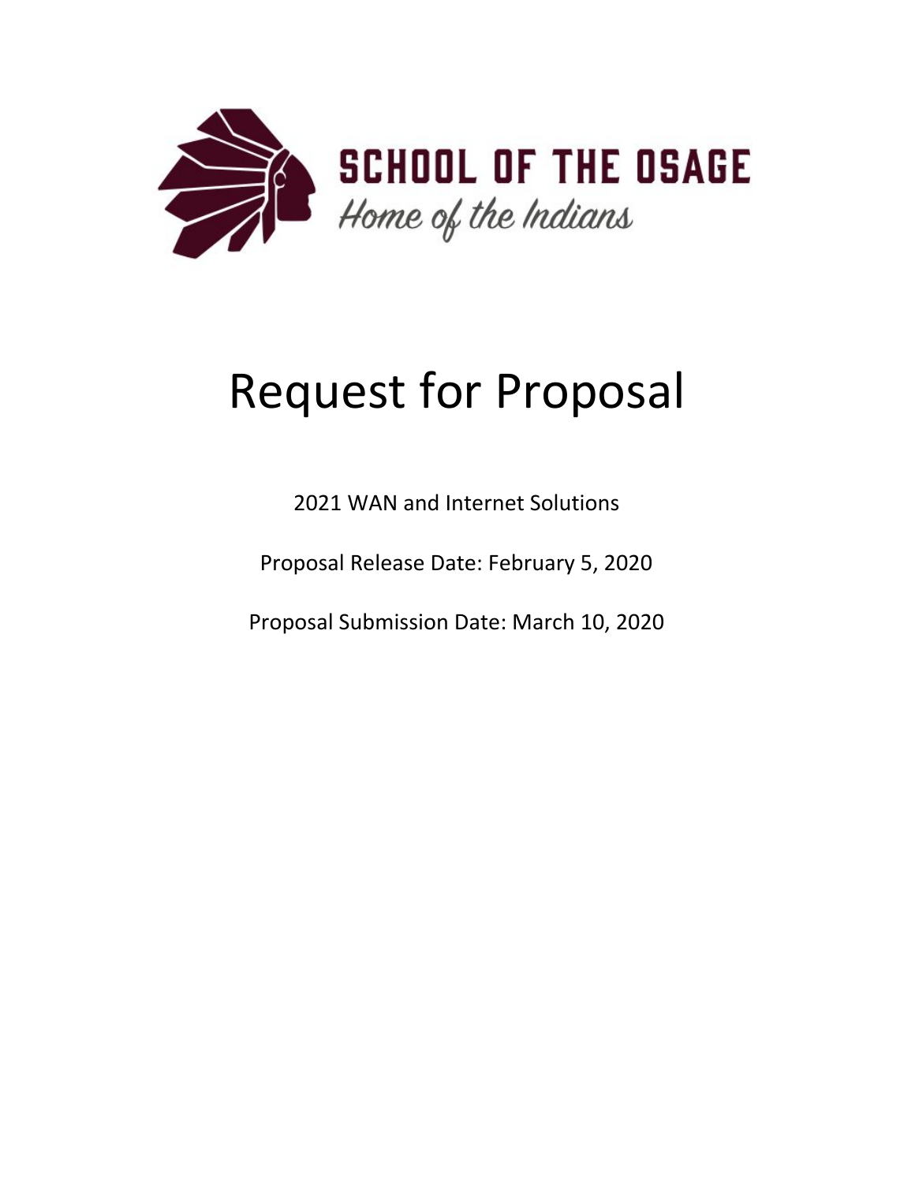SCHOOL OF THE OSAGE

*Home of the Indians*

# Request for Proposal

2021 WAN and Internet Solutions

Proposal Release Date: February 5, 2020

Proposal Submission Date: March 10, 2020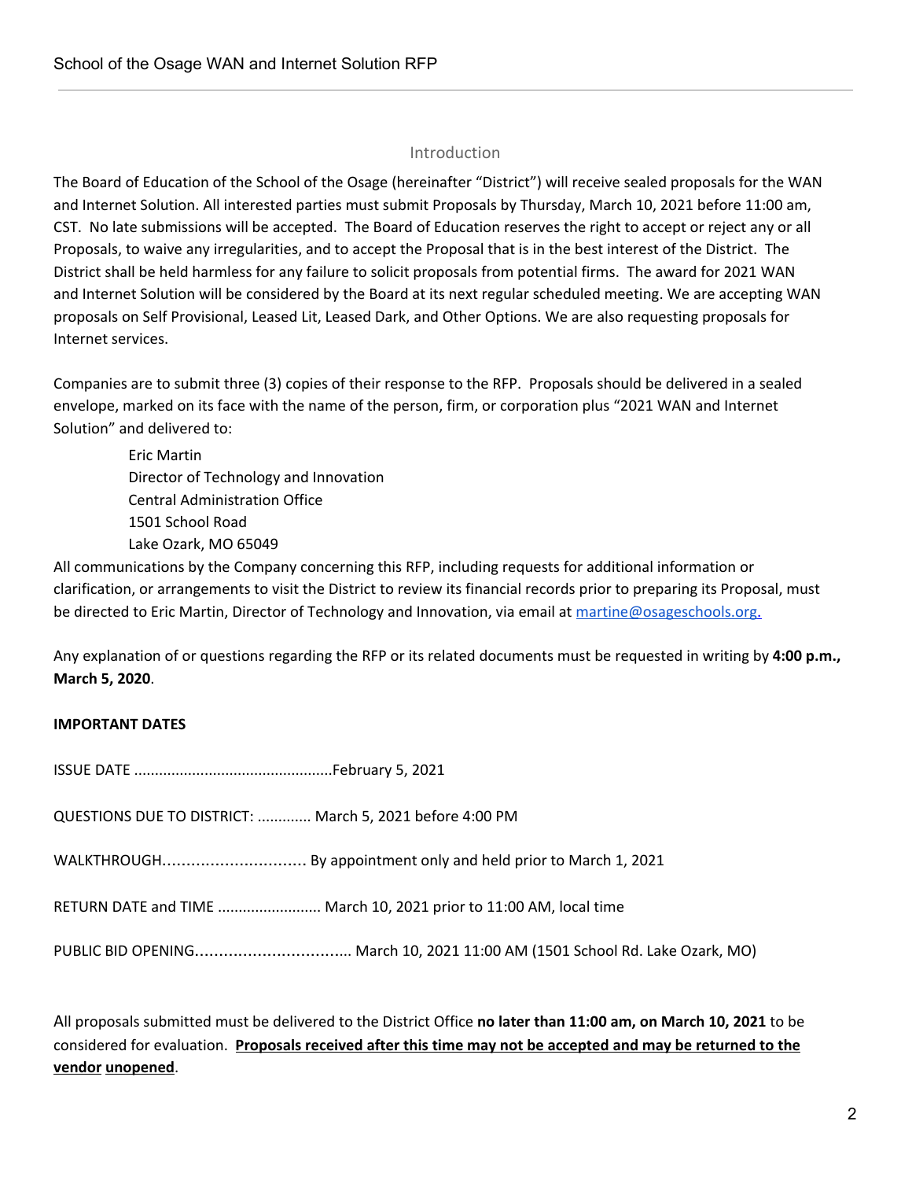## Introduction

The Board of Education of the School of the Osage (hereinafter "District") will receive sealed proposals for the WAN and Internet Solution. All interested parties must submit Proposals by Thursday, March 10, 2021 before 11:00 am, CST. No late submissions will be accepted. The Board of Education reserves the right to accept or reject any or all Proposals, to waive any irregularities, and to accept the Proposal that is in the best interest of the District. The District shall be held harmless for any failure to solicit proposals from potential firms. The award for 2021 WAN and Internet Solution will be considered by the Board at its next regular scheduled meeting. We are accepting WAN proposals on Self Provisional, Leased Lit, Leased Dark, and Other Options. We are also requesting proposals for Internet services.

Companies are to submit three (3) copies of their response to the RFP. Proposals should be delivered in a sealed envelope, marked on its face with the name of the person, firm, or corporation plus "2021 WAN and Internet Solution" and delivered to:

> Eric Martin
> Director of Technology and Innovation
> Central Administration Office
> 1501 School Road
> Lake Ozark, MO 65049

All communications by the Company concerning this RFP, including requests for additional information or clarification, or arrangements to visit the District to review its financial records prior to preparing its Proposal, must be directed to Eric Martin, Director of Technology and Innovation, via email at [martine@osageschools.org.](mailto:martine@osageschools.org)

Any explanation of or questions regarding the RFP or its related documents must be requested in writing by **4:00 p.m., March 5, 2020**.

**IMPORTANT DATES**

ISSUE DATE ................................................February 5, 2021

QUESTIONS DUE TO DISTRICT: ............. March 5, 2021 before 4:00 PM

WALKTHROUGH.............................. By appointment only and held prior to March 1, 2021

RETURN DATE and TIME ......................... March 10, 2021 prior to 11:00 AM, local time

PUBLIC BID OPENING................................. March 10, 2021 11:00 AM (1501 School Rd. Lake Ozark, MO)

All proposals submitted must be delivered to the District Office **no later than 11:00 am, on March 10, 2021** to be considered for evaluation. **Proposals received after this time may not be accepted and may be returned to the vendor unopened**.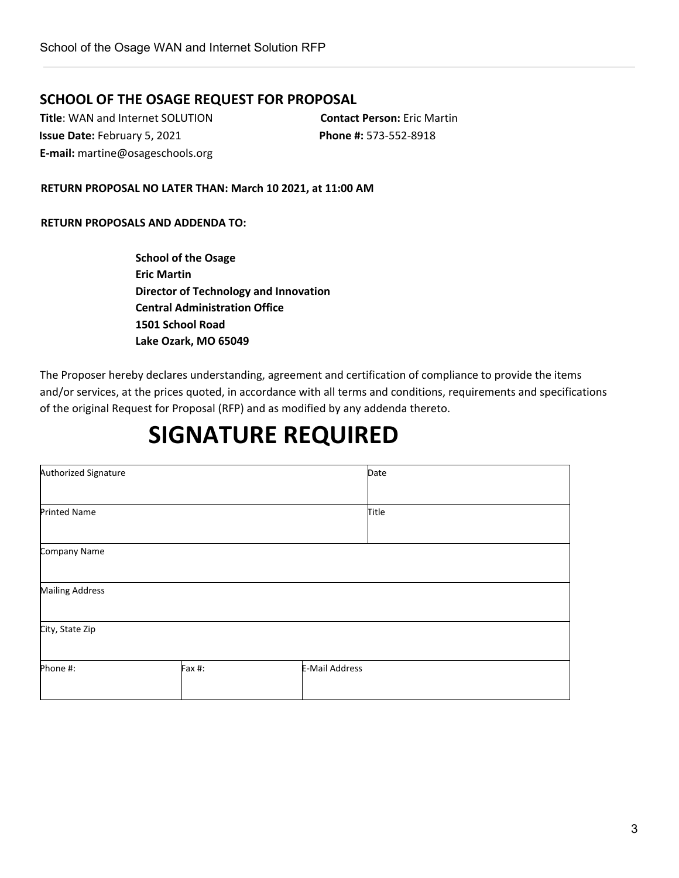## SCHOOL OF THE OSAGE REQUEST FOR PROPOSAL

**Title**: WAN and Internet SOLUTION
**Contact Person:** Eric Martin
**Issue Date:** February 5, 2021
**Phone #:** 573-552-8918
**E-mail:** martine@osageschools.org

**RETURN PROPOSAL NO LATER THAN: March 10 2021, at 11:00 AM**

**RETURN PROPOSALS AND ADDENDA TO:**

**School of the Osage**
**Eric Martin**
**Director of Technology and Innovation**
**Central Administration Office**
**1501 School Road**
**Lake Ozark, MO 65049**

The Proposer hereby declares understanding, agreement and certification of compliance to provide the items and/or services, at the prices quoted, in accordance with all terms and conditions, requirements and specifications of the original Request for Proposal (RFP) and as modified by any addenda thereto.

# SIGNATURE REQUIRED

| Authorized Signature | | | Date |
|---|---|---|---|
| Printed Name | | | Title |
| Company Name | | | |
| Mailing Address | | | |
| City, State Zip | | | |
| Phone #: | Fax #: | E-Mail Address | |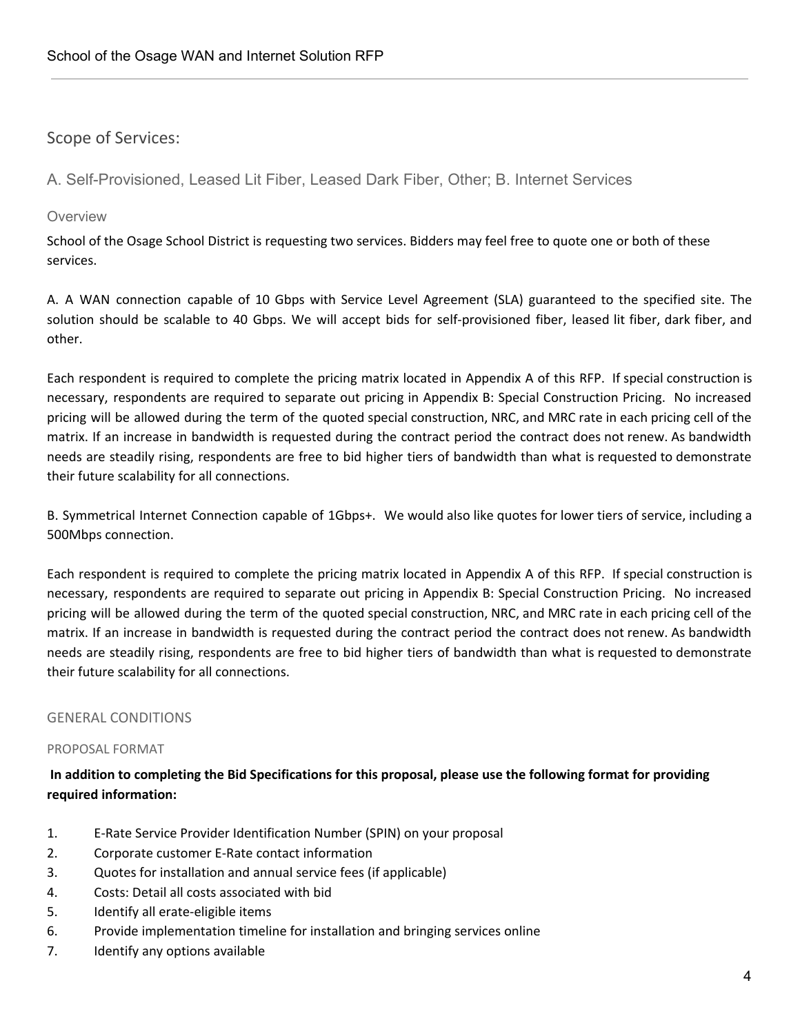## Scope of Services:

### A. Self-Provisioned, Leased Lit Fiber, Leased Dark Fiber, Other; B. Internet Services

#### Overview

School of the Osage School District is requesting two services. Bidders may feel free to quote one or both of these services.

A. A WAN connection capable of 10 Gbps with Service Level Agreement (SLA) guaranteed to the specified site. The solution should be scalable to 40 Gbps. We will accept bids for self-provisioned fiber, leased lit fiber, dark fiber, and other.

Each respondent is required to complete the pricing matrix located in Appendix A of this RFP. If special construction is necessary, respondents are required to separate out pricing in Appendix B: Special Construction Pricing. No increased pricing will be allowed during the term of the quoted special construction, NRC, and MRC rate in each pricing cell of the matrix. If an increase in bandwidth is requested during the contract period the contract does not renew. As bandwidth needs are steadily rising, respondents are free to bid higher tiers of bandwidth than what is requested to demonstrate their future scalability for all connections.

B. Symmetrical Internet Connection capable of 1Gbps+. We would also like quotes for lower tiers of service, including a 500Mbps connection.

Each respondent is required to complete the pricing matrix located in Appendix A of this RFP. If special construction is necessary, respondents are required to separate out pricing in Appendix B: Special Construction Pricing. No increased pricing will be allowed during the term of the quoted special construction, NRC, and MRC rate in each pricing cell of the matrix. If an increase in bandwidth is requested during the contract period the contract does not renew. As bandwidth needs are steadily rising, respondents are free to bid higher tiers of bandwidth than what is requested to demonstrate their future scalability for all connections.

#### GENERAL CONDITIONS

##### PROPOSAL FORMAT

**In addition to completing the Bid Specifications for this proposal, please use the following format for providing required information:**

1. E-Rate Service Provider Identification Number (SPIN) on your proposal
2. Corporate customer E-Rate contact information
3. Quotes for installation and annual service fees (if applicable)
4. Costs: Detail all costs associated with bid
5. Identify all erate-eligible items
6. Provide implementation timeline for installation and bringing services online
7. Identify any options available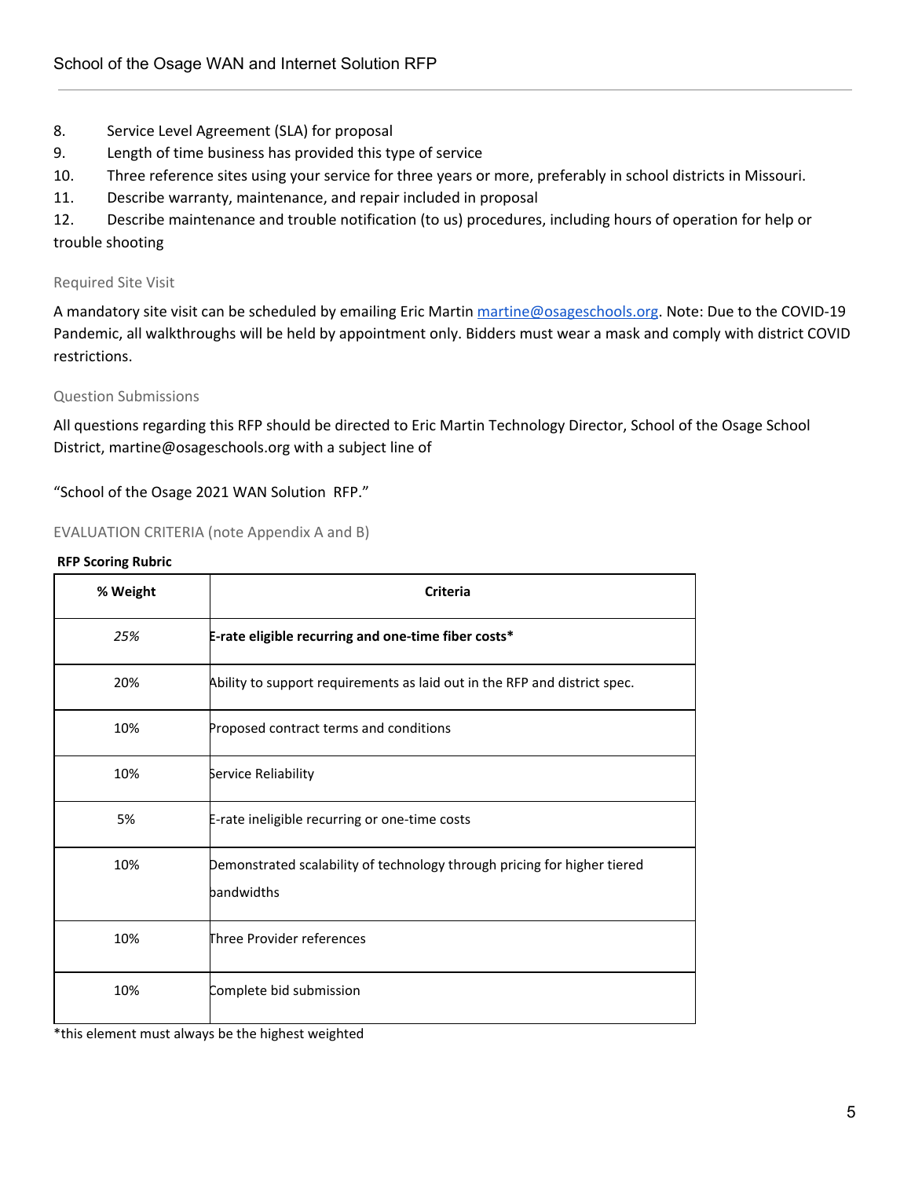8. Service Level Agreement (SLA) for proposal
9. Length of time business has provided this type of service
10. Three reference sites using your service for three years or more, preferably in school districts in Missouri.
11. Describe warranty, maintenance, and repair included in proposal
12. Describe maintenance and trouble notification (to us) procedures, including hours of operation for help or trouble shooting

### Required Site Visit

A mandatory site visit can be scheduled by emailing Eric Martin martine@osageschools.org. Note: Due to the COVID-19 Pandemic, all walkthroughs will be held by appointment only. Bidders must wear a mask and comply with district COVID restrictions.

### Question Submissions

All questions regarding this RFP should be directed to Eric Martin Technology Director, School of the Osage School District, martine@osageschools.org with a subject line of

"School of the Osage 2021 WAN Solution RFP."

### EVALUATION CRITERIA (note Appendix A and B)

**RFP Scoring Rubric**

| % Weight | Criteria |
|---|---|
| *25%* | **E-rate eligible recurring and one-time fiber costs*** |
| 20% | Ability to support requirements as laid out in the RFP and district spec. |
| 10% | Proposed contract terms and conditions |
| 10% | Service Reliability |
| 5% | E-rate ineligible recurring or one-time costs |
| 10% | Demonstrated scalability of technology through pricing for higher tiered bandwidths |
| 10% | Three Provider references |
| 10% | Complete bid submission |

*this element must always be the highest weighted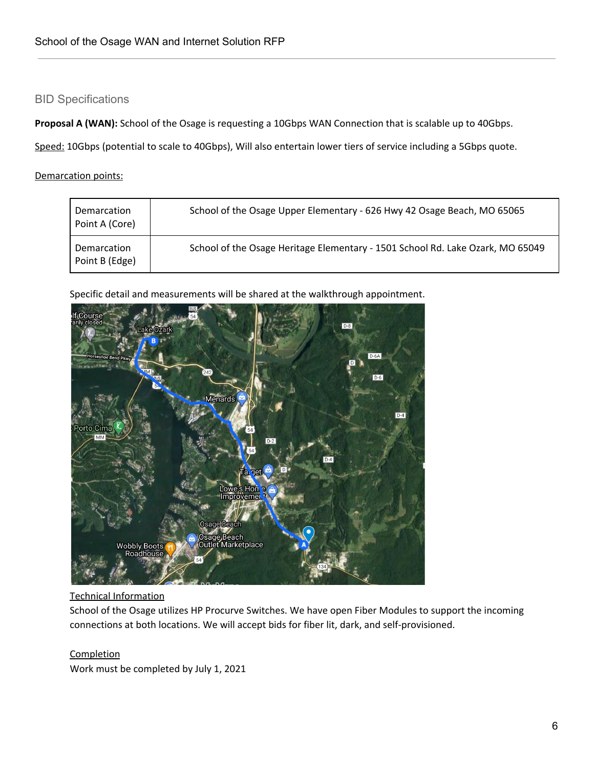## BID Specifications

**Proposal A (WAN):** School of the Osage is requesting a 10Gbps WAN Connection that is scalable up to 40Gbps.

Speed: 10Gbps (potential to scale to 40Gbps), Will also entertain lower tiers of service including a 5Gbps quote.

Demarcation points:

| Demarcation Point A (Core) | School of the Osage Upper Elementary - 626 Hwy 42 Osage Beach, MO 65065 |
|---|---|
| Demarcation Point B (Edge) | School of the Osage Heritage Elementary - 1501 School Rd. Lake Ozark, MO 65049 |

Specific detail and measurements will be shared at the walkthrough appointment.

Technical Information

School of the Osage utilizes HP Procurve Switches. We have open Fiber Modules to support the incoming connections at both locations. We will accept bids for fiber lit, dark, and self-provisioned.

Completion

Work must be completed by July 1, 2021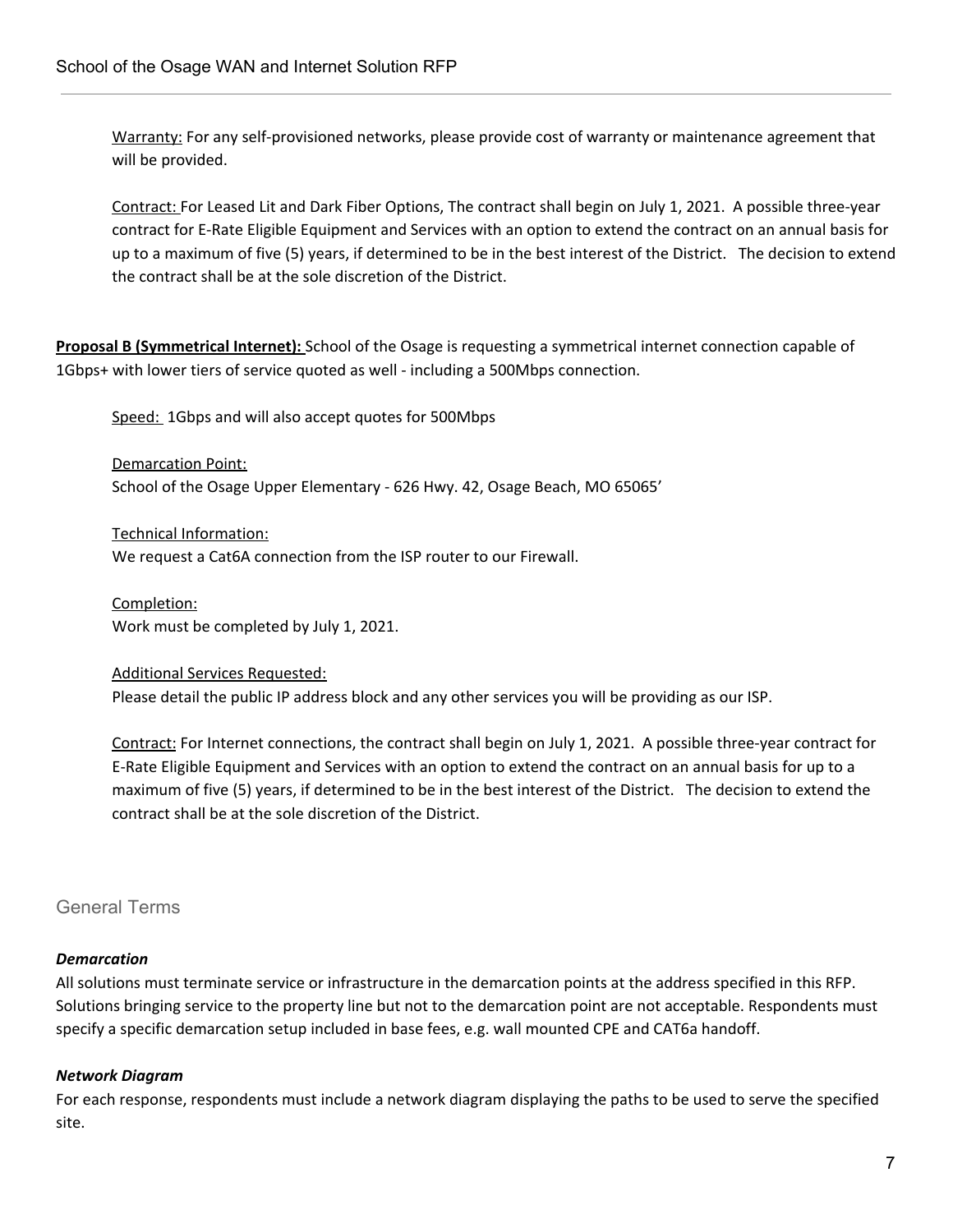Warranty: For any self-provisioned networks, please provide cost of warranty or maintenance agreement that will be provided.

Contract: For Leased Lit and Dark Fiber Options, The contract shall begin on July 1, 2021. A possible three-year contract for E-Rate Eligible Equipment and Services with an option to extend the contract on an annual basis for up to a maximum of five (5) years, if determined to be in the best interest of the District. The decision to extend the contract shall be at the sole discretion of the District.

**Proposal B (Symmetrical Internet):** School of the Osage is requesting a symmetrical internet connection capable of 1Gbps+ with lower tiers of service quoted as well - including a 500Mbps connection.

Speed: 1Gbps and will also accept quotes for 500Mbps

Demarcation Point:
School of the Osage Upper Elementary - 626 Hwy. 42, Osage Beach, MO 65065'

Technical Information:
We request a Cat6A connection from the ISP router to our Firewall.

Completion:
Work must be completed by July 1, 2021.

Additional Services Requested:
Please detail the public IP address block and any other services you will be providing as our ISP.

Contract: For Internet connections, the contract shall begin on July 1, 2021. A possible three-year contract for E-Rate Eligible Equipment and Services with an option to extend the contract on an annual basis for up to a maximum of five (5) years, if determined to be in the best interest of the District. The decision to extend the contract shall be at the sole discretion of the District.

## General Terms

***Demarcation***

All solutions must terminate service or infrastructure in the demarcation points at the address specified in this RFP. Solutions bringing service to the property line but not to the demarcation point are not acceptable. Respondents must specify a specific demarcation setup included in base fees, e.g. wall mounted CPE and CAT6a handoff.

***Network Diagram***

For each response, respondents must include a network diagram displaying the paths to be used to serve the specified site.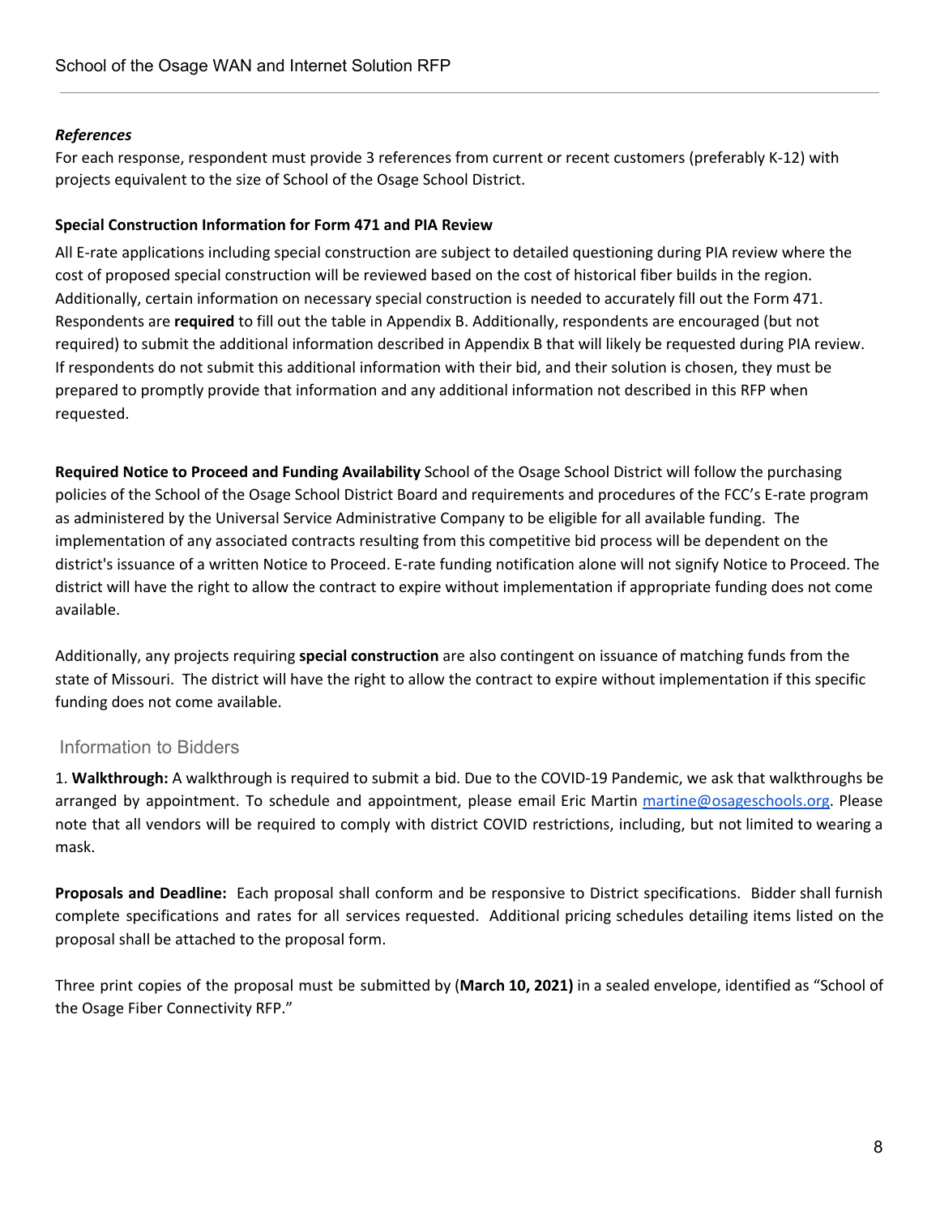***References***

For each response, respondent must provide 3 references from current or recent customers (preferably K-12) with projects equivalent to the size of School of the Osage School District.

**Special Construction Information for Form 471 and PIA Review**

All E-rate applications including special construction are subject to detailed questioning during PIA review where the cost of proposed special construction will be reviewed based on the cost of historical fiber builds in the region. Additionally, certain information on necessary special construction is needed to accurately fill out the Form 471. Respondents are **required** to fill out the table in Appendix B. Additionally, respondents are encouraged (but not required) to submit the additional information described in Appendix B that will likely be requested during PIA review. If respondents do not submit this additional information with their bid, and their solution is chosen, they must be prepared to promptly provide that information and any additional information not described in this RFP when requested.

**Required Notice to Proceed and Funding Availability** School of the Osage School District will follow the purchasing policies of the School of the Osage School District Board and requirements and procedures of the FCC's E-rate program as administered by the Universal Service Administrative Company to be eligible for all available funding. The implementation of any associated contracts resulting from this competitive bid process will be dependent on the district's issuance of a written Notice to Proceed. E-rate funding notification alone will not signify Notice to Proceed. The district will have the right to allow the contract to expire without implementation if appropriate funding does not come available.

Additionally, any projects requiring **special construction** are also contingent on issuance of matching funds from the state of Missouri. The district will have the right to allow the contract to expire without implementation if this specific funding does not come available.

## Information to Bidders

1. **Walkthrough:** A walkthrough is required to submit a bid. Due to the COVID-19 Pandemic, we ask that walkthroughs be arranged by appointment. To schedule and appointment, please email Eric Martin martine@osageschools.org. Please note that all vendors will be required to comply with district COVID restrictions, including, but not limited to wearing a mask.

**Proposals and Deadline:** Each proposal shall conform and be responsive to District specifications. Bidder shall furnish complete specifications and rates for all services requested. Additional pricing schedules detailing items listed on the proposal shall be attached to the proposal form.

Three print copies of the proposal must be submitted by (**March 10, 2021)** in a sealed envelope, identified as "School of the Osage Fiber Connectivity RFP."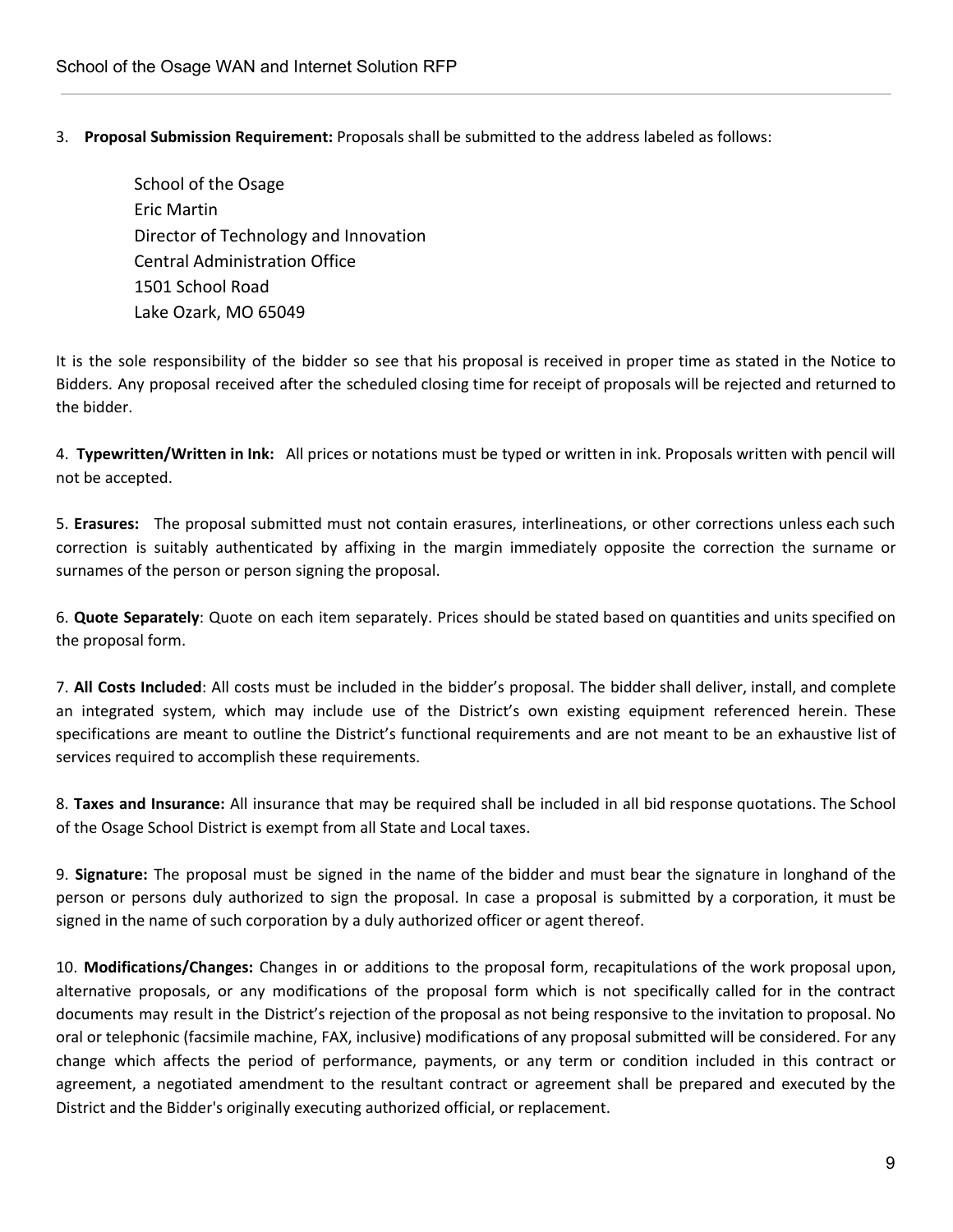3. **Proposal Submission Requirement:** Proposals shall be submitted to the address labeled as follows:

   School of the Osage
   Eric Martin
   Director of Technology and Innovation
   Central Administration Office
   1501 School Road
   Lake Ozark, MO 65049

It is the sole responsibility of the bidder so see that his proposal is received in proper time as stated in the Notice to Bidders. Any proposal received after the scheduled closing time for receipt of proposals will be rejected and returned to the bidder.

4. **Typewritten/Written in Ink:** All prices or notations must be typed or written in ink. Proposals written with pencil will not be accepted.

5. **Erasures:** The proposal submitted must not contain erasures, interlineations, or other corrections unless each such correction is suitably authenticated by affixing in the margin immediately opposite the correction the surname or surnames of the person or person signing the proposal.

6. **Quote Separately**: Quote on each item separately. Prices should be stated based on quantities and units specified on the proposal form.

7. **All Costs Included**: All costs must be included in the bidder's proposal. The bidder shall deliver, install, and complete an integrated system, which may include use of the District's own existing equipment referenced herein. These specifications are meant to outline the District's functional requirements and are not meant to be an exhaustive list of services required to accomplish these requirements.

8. **Taxes and Insurance:** All insurance that may be required shall be included in all bid response quotations. The School of the Osage School District is exempt from all State and Local taxes.

9. **Signature:** The proposal must be signed in the name of the bidder and must bear the signature in longhand of the person or persons duly authorized to sign the proposal. In case a proposal is submitted by a corporation, it must be signed in the name of such corporation by a duly authorized officer or agent thereof.

10. **Modifications/Changes:** Changes in or additions to the proposal form, recapitulations of the work proposal upon, alternative proposals, or any modifications of the proposal form which is not specifically called for in the contract documents may result in the District's rejection of the proposal as not being responsive to the invitation to proposal. No oral or telephonic (facsimile machine, FAX, inclusive) modifications of any proposal submitted will be considered. For any change which affects the period of performance, payments, or any term or condition included in this contract or agreement, a negotiated amendment to the resultant contract or agreement shall be prepared and executed by the District and the Bidder's originally executing authorized official, or replacement.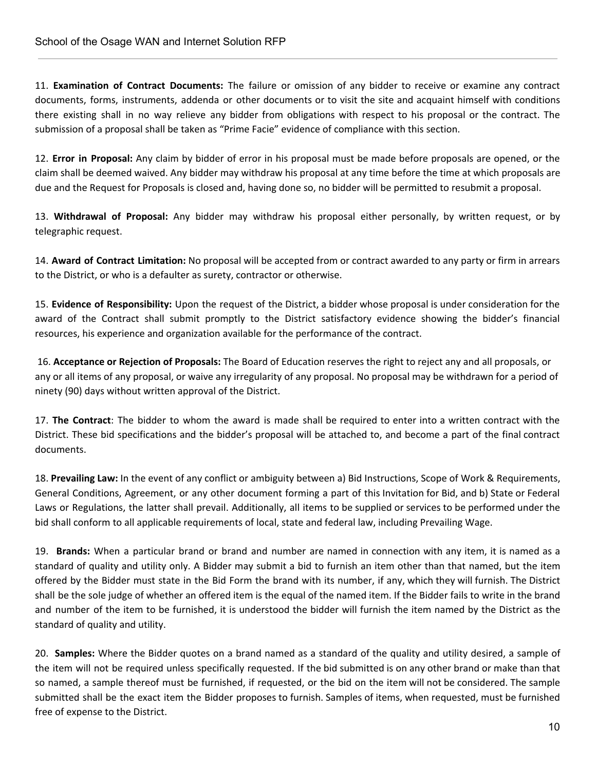11. **Examination of Contract Documents:** The failure or omission of any bidder to receive or examine any contract documents, forms, instruments, addenda or other documents or to visit the site and acquaint himself with conditions there existing shall in no way relieve any bidder from obligations with respect to his proposal or the contract. The submission of a proposal shall be taken as "Prime Facie" evidence of compliance with this section.

12. **Error in Proposal:** Any claim by bidder of error in his proposal must be made before proposals are opened, or the claim shall be deemed waived. Any bidder may withdraw his proposal at any time before the time at which proposals are due and the Request for Proposals is closed and, having done so, no bidder will be permitted to resubmit a proposal.

13. **Withdrawal of Proposal:** Any bidder may withdraw his proposal either personally, by written request, or by telegraphic request.

14. **Award of Contract Limitation:** No proposal will be accepted from or contract awarded to any party or firm in arrears to the District, or who is a defaulter as surety, contractor or otherwise.

15. **Evidence of Responsibility:** Upon the request of the District, a bidder whose proposal is under consideration for the award of the Contract shall submit promptly to the District satisfactory evidence showing the bidder's financial resources, his experience and organization available for the performance of the contract.

16. **Acceptance or Rejection of Proposals:** The Board of Education reserves the right to reject any and all proposals, or any or all items of any proposal, or waive any irregularity of any proposal. No proposal may be withdrawn for a period of ninety (90) days without written approval of the District.

17. **The Contract**: The bidder to whom the award is made shall be required to enter into a written contract with the District. These bid specifications and the bidder's proposal will be attached to, and become a part of the final contract documents.

18. **Prevailing Law:** In the event of any conflict or ambiguity between a) Bid Instructions, Scope of Work & Requirements, General Conditions, Agreement, or any other document forming a part of this Invitation for Bid, and b) State or Federal Laws or Regulations, the latter shall prevail. Additionally, all items to be supplied or services to be performed under the bid shall conform to all applicable requirements of local, state and federal law, including Prevailing Wage.

19. **Brands:** When a particular brand or brand and number are named in connection with any item, it is named as a standard of quality and utility only. A Bidder may submit a bid to furnish an item other than that named, but the item offered by the Bidder must state in the Bid Form the brand with its number, if any, which they will furnish. The District shall be the sole judge of whether an offered item is the equal of the named item. If the Bidder fails to write in the brand and number of the item to be furnished, it is understood the bidder will furnish the item named by the District as the standard of quality and utility.

20. **Samples:** Where the Bidder quotes on a brand named as a standard of the quality and utility desired, a sample of the item will not be required unless specifically requested. If the bid submitted is on any other brand or make than that so named, a sample thereof must be furnished, if requested, or the bid on the item will not be considered. The sample submitted shall be the exact item the Bidder proposes to furnish. Samples of items, when requested, must be furnished free of expense to the District.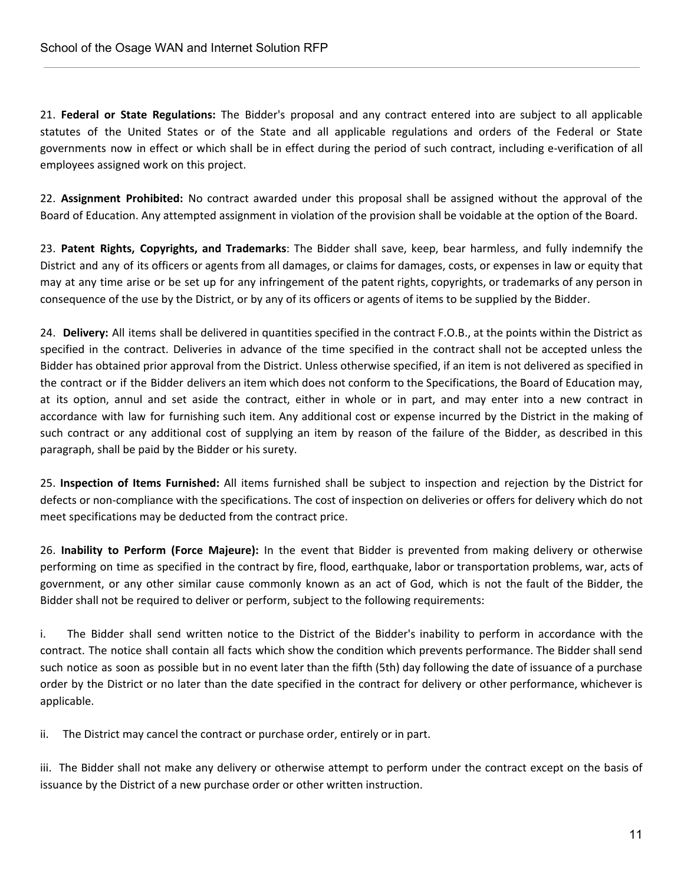21. **Federal or State Regulations:** The Bidder's proposal and any contract entered into are subject to all applicable statutes of the United States or of the State and all applicable regulations and orders of the Federal or State governments now in effect or which shall be in effect during the period of such contract, including e-verification of all employees assigned work on this project.

22. **Assignment Prohibited:** No contract awarded under this proposal shall be assigned without the approval of the Board of Education. Any attempted assignment in violation of the provision shall be voidable at the option of the Board.

23. **Patent Rights, Copyrights, and Trademarks**: The Bidder shall save, keep, bear harmless, and fully indemnify the District and any of its officers or agents from all damages, or claims for damages, costs, or expenses in law or equity that may at any time arise or be set up for any infringement of the patent rights, copyrights, or trademarks of any person in consequence of the use by the District, or by any of its officers or agents of items to be supplied by the Bidder.

24. **Delivery:** All items shall be delivered in quantities specified in the contract F.O.B., at the points within the District as specified in the contract. Deliveries in advance of the time specified in the contract shall not be accepted unless the Bidder has obtained prior approval from the District. Unless otherwise specified, if an item is not delivered as specified in the contract or if the Bidder delivers an item which does not conform to the Specifications, the Board of Education may, at its option, annul and set aside the contract, either in whole or in part, and may enter into a new contract in accordance with law for furnishing such item. Any additional cost or expense incurred by the District in the making of such contract or any additional cost of supplying an item by reason of the failure of the Bidder, as described in this paragraph, shall be paid by the Bidder or his surety.

25. **Inspection of Items Furnished:** All items furnished shall be subject to inspection and rejection by the District for defects or non-compliance with the specifications. The cost of inspection on deliveries or offers for delivery which do not meet specifications may be deducted from the contract price.

26. **Inability to Perform (Force Majeure):** In the event that Bidder is prevented from making delivery or otherwise performing on time as specified in the contract by fire, flood, earthquake, labor or transportation problems, war, acts of government, or any other similar cause commonly known as an act of God, which is not the fault of the Bidder, the Bidder shall not be required to deliver or perform, subject to the following requirements:

i. The Bidder shall send written notice to the District of the Bidder's inability to perform in accordance with the contract. The notice shall contain all facts which show the condition which prevents performance. The Bidder shall send such notice as soon as possible but in no event later than the fifth (5th) day following the date of issuance of a purchase order by the District or no later than the date specified in the contract for delivery or other performance, whichever is applicable.

ii. The District may cancel the contract or purchase order, entirely or in part.

iii. The Bidder shall not make any delivery or otherwise attempt to perform under the contract except on the basis of issuance by the District of a new purchase order or other written instruction.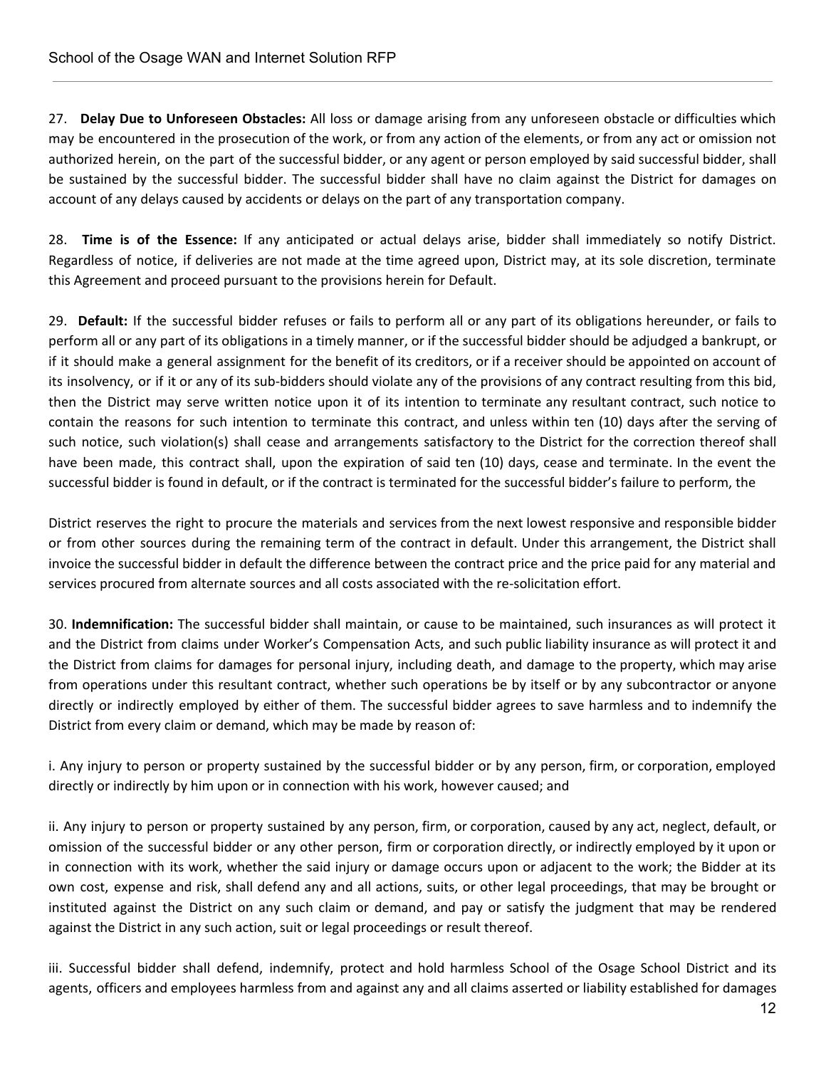27. **Delay Due to Unforeseen Obstacles:** All loss or damage arising from any unforeseen obstacle or difficulties which may be encountered in the prosecution of the work, or from any action of the elements, or from any act or omission not authorized herein, on the part of the successful bidder, or any agent or person employed by said successful bidder, shall be sustained by the successful bidder. The successful bidder shall have no claim against the District for damages on account of any delays caused by accidents or delays on the part of any transportation company.

28. **Time is of the Essence:** If any anticipated or actual delays arise, bidder shall immediately so notify District. Regardless of notice, if deliveries are not made at the time agreed upon, District may, at its sole discretion, terminate this Agreement and proceed pursuant to the provisions herein for Default.

29. **Default:** If the successful bidder refuses or fails to perform all or any part of its obligations hereunder, or fails to perform all or any part of its obligations in a timely manner, or if the successful bidder should be adjudged a bankrupt, or if it should make a general assignment for the benefit of its creditors, or if a receiver should be appointed on account of its insolvency, or if it or any of its sub-bidders should violate any of the provisions of any contract resulting from this bid, then the District may serve written notice upon it of its intention to terminate any resultant contract, such notice to contain the reasons for such intention to terminate this contract, and unless within ten (10) days after the serving of such notice, such violation(s) shall cease and arrangements satisfactory to the District for the correction thereof shall have been made, this contract shall, upon the expiration of said ten (10) days, cease and terminate. In the event the successful bidder is found in default, or if the contract is terminated for the successful bidder's failure to perform, the

District reserves the right to procure the materials and services from the next lowest responsive and responsible bidder or from other sources during the remaining term of the contract in default. Under this arrangement, the District shall invoice the successful bidder in default the difference between the contract price and the price paid for any material and services procured from alternate sources and all costs associated with the re-solicitation effort.

30. **Indemnification:** The successful bidder shall maintain, or cause to be maintained, such insurances as will protect it and the District from claims under Worker's Compensation Acts, and such public liability insurance as will protect it and the District from claims for damages for personal injury, including death, and damage to the property, which may arise from operations under this resultant contract, whether such operations be by itself or by any subcontractor or anyone directly or indirectly employed by either of them. The successful bidder agrees to save harmless and to indemnify the District from every claim or demand, which may be made by reason of:

i. Any injury to person or property sustained by the successful bidder or by any person, firm, or corporation, employed directly or indirectly by him upon or in connection with his work, however caused; and

ii. Any injury to person or property sustained by any person, firm, or corporation, caused by any act, neglect, default, or omission of the successful bidder or any other person, firm or corporation directly, or indirectly employed by it upon or in connection with its work, whether the said injury or damage occurs upon or adjacent to the work; the Bidder at its own cost, expense and risk, shall defend any and all actions, suits, or other legal proceedings, that may be brought or instituted against the District on any such claim or demand, and pay or satisfy the judgment that may be rendered against the District in any such action, suit or legal proceedings or result thereof.

iii. Successful bidder shall defend, indemnify, protect and hold harmless School of the Osage School District and its agents, officers and employees harmless from and against any and all claims asserted or liability established for damages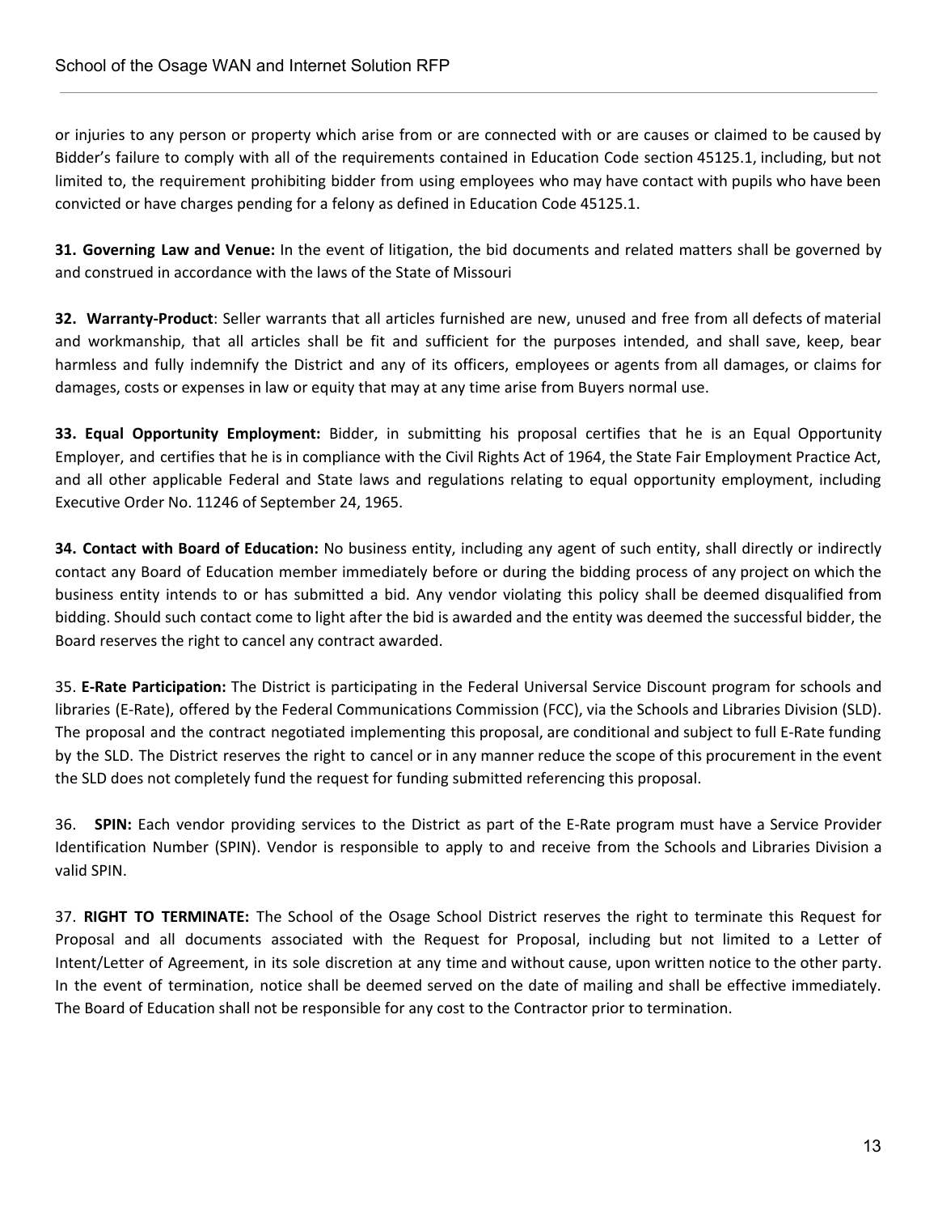or injuries to any person or property which arise from or are connected with or are causes or claimed to be caused by Bidder's failure to comply with all of the requirements contained in Education Code section 45125.1, including, but not limited to, the requirement prohibiting bidder from using employees who may have contact with pupils who have been convicted or have charges pending for a felony as defined in Education Code 45125.1.

**31. Governing Law and Venue:** In the event of litigation, the bid documents and related matters shall be governed by and construed in accordance with the laws of the State of Missouri

**32. Warranty-Product**: Seller warrants that all articles furnished are new, unused and free from all defects of material and workmanship, that all articles shall be fit and sufficient for the purposes intended, and shall save, keep, bear harmless and fully indemnify the District and any of its officers, employees or agents from all damages, or claims for damages, costs or expenses in law or equity that may at any time arise from Buyers normal use.

**33. Equal Opportunity Employment:** Bidder, in submitting his proposal certifies that he is an Equal Opportunity Employer, and certifies that he is in compliance with the Civil Rights Act of 1964, the State Fair Employment Practice Act, and all other applicable Federal and State laws and regulations relating to equal opportunity employment, including Executive Order No. 11246 of September 24, 1965.

**34. Contact with Board of Education:** No business entity, including any agent of such entity, shall directly or indirectly contact any Board of Education member immediately before or during the bidding process of any project on which the business entity intends to or has submitted a bid. Any vendor violating this policy shall be deemed disqualified from bidding. Should such contact come to light after the bid is awarded and the entity was deemed the successful bidder, the Board reserves the right to cancel any contract awarded.

35. **E-Rate Participation:** The District is participating in the Federal Universal Service Discount program for schools and libraries (E-Rate), offered by the Federal Communications Commission (FCC), via the Schools and Libraries Division (SLD). The proposal and the contract negotiated implementing this proposal, are conditional and subject to full E-Rate funding by the SLD. The District reserves the right to cancel or in any manner reduce the scope of this procurement in the event the SLD does not completely fund the request for funding submitted referencing this proposal.

36. **SPIN:** Each vendor providing services to the District as part of the E-Rate program must have a Service Provider Identification Number (SPIN). Vendor is responsible to apply to and receive from the Schools and Libraries Division a valid SPIN.

37. **RIGHT TO TERMINATE:** The School of the Osage School District reserves the right to terminate this Request for Proposal and all documents associated with the Request for Proposal, including but not limited to a Letter of Intent/Letter of Agreement, in its sole discretion at any time and without cause, upon written notice to the other party. In the event of termination, notice shall be deemed served on the date of mailing and shall be effective immediately. The Board of Education shall not be responsible for any cost to the Contractor prior to termination.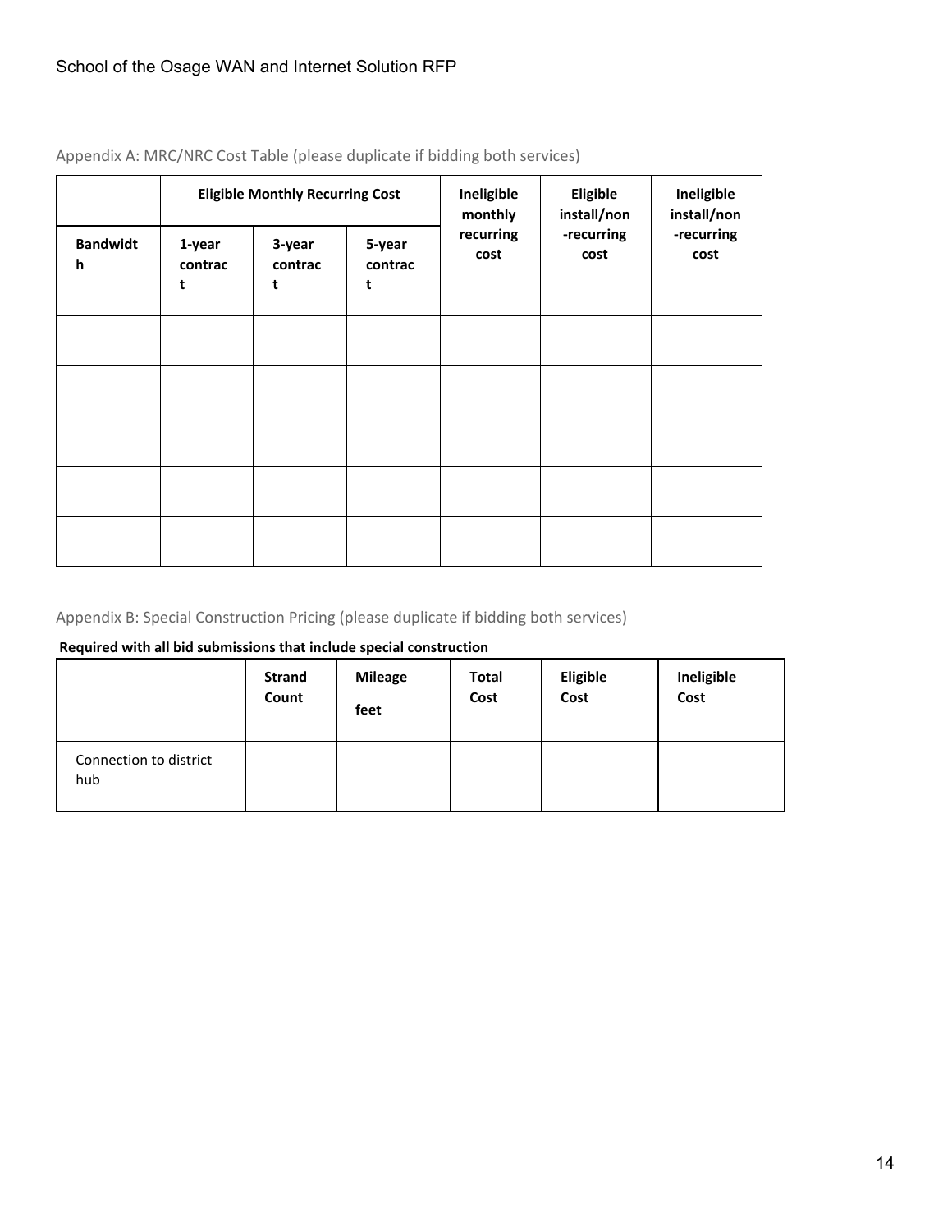Appendix A: MRC/NRC Cost Table (please duplicate if bidding both services)

| | Eligible Monthly Recurring Cost | | | Ineligible monthly recurring cost | Eligible install/non-recurring cost | Ineligible install/non-recurring cost |
|---|---|---|---|---|---|---|
| **Bandwidth** | **1-year contract** | **3-year contract** | **5-year contract** | | | |
| | | | | | | |
| | | | | | | |
| | | | | | | |
| | | | | | | |
| | | | | | | |

Appendix B: Special Construction Pricing (please duplicate if bidding both services)

**Required with all bid submissions that include special construction**

| | **Strand Count** | **Mileage feet** | **Total Cost** | **Eligible Cost** | **Ineligible Cost** |
|---|---|---|---|---|---|
| Connection to district hub | | | | | |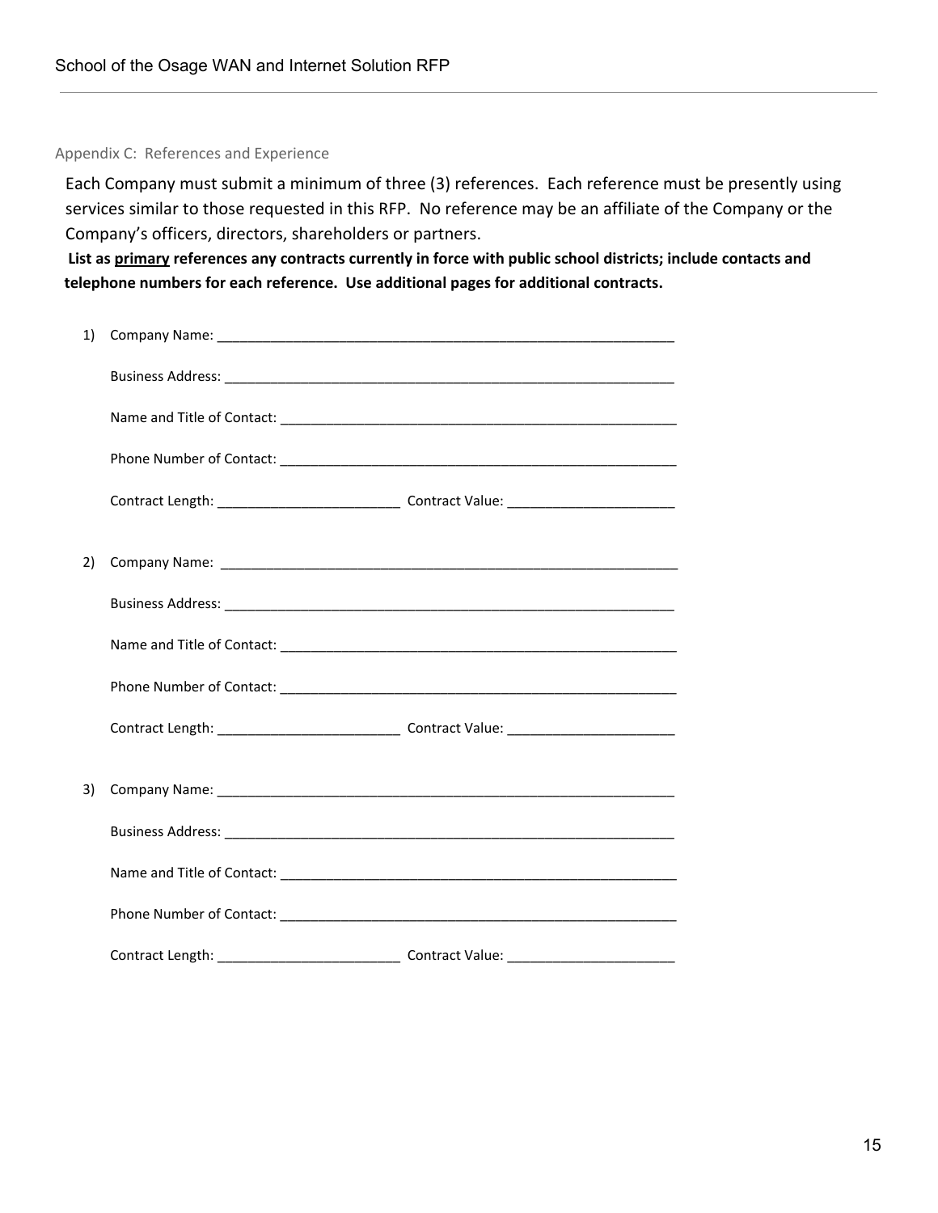## Appendix C: References and Experience

Each Company must submit a minimum of three (3) references. Each reference must be presently using services similar to those requested in this RFP. No reference may be an affiliate of the Company or the Company's officers, directors, shareholders or partners.

**List as <u>primary</u> references any contracts currently in force with public school districts; include contacts and telephone numbers for each reference. Use additional pages for additional contracts.**

1) Company Name: ______________________________________________________________

   Business Address: ____________________________________________________________

   Name and Title of Contact: ____________________________________________________

   Phone Number of Contact: _____________________________________________________

   Contract Length: _______________________ Contract Value: _____________________

2) Company Name: ______________________________________________________________

   Business Address: ____________________________________________________________

   Name and Title of Contact: ____________________________________________________

   Phone Number of Contact: _____________________________________________________

   Contract Length: _______________________ Contract Value: _____________________

3) Company Name: ______________________________________________________________

   Business Address: ____________________________________________________________

   Name and Title of Contact: ____________________________________________________

   Phone Number of Contact: _____________________________________________________

   Contract Length: _______________________ Contract Value: _____________________